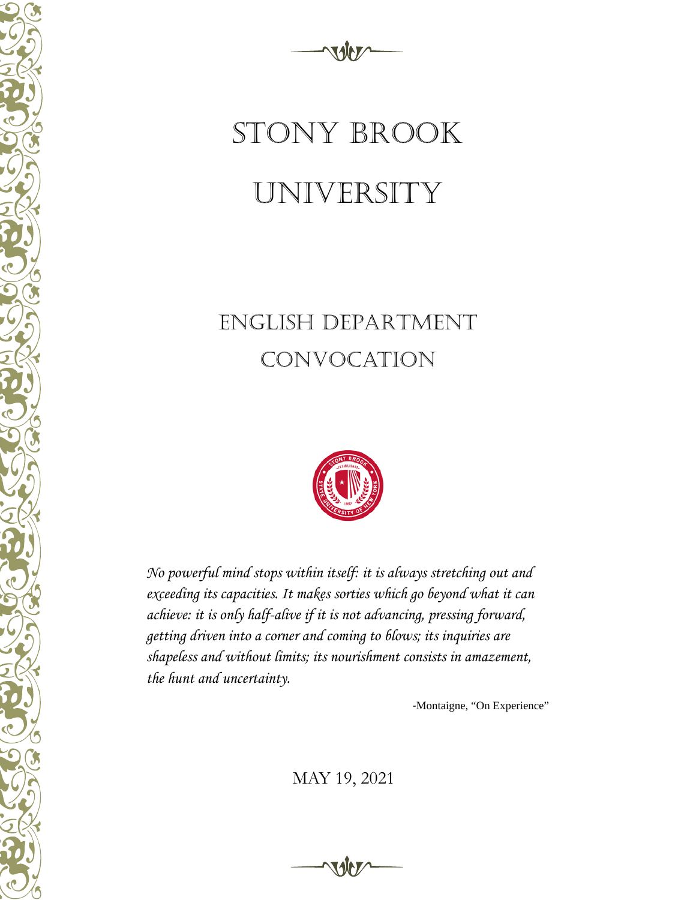# STONY BROOK UNIVERSITY

## ENGLISH DEPARTMENT CONVOCATION

*No powerful mind stops within itself: it is always stretching out and exceeding its capacities. It makes sorties which go beyond what it can achieve: it is only half-alive if it is not advancing, pressing forward, getting driven into a corner and coming to blows; its inquiries are shapeless and without limits; its nourishment consists in amazement, the hunt and uncertainty.*

-Montaigne, "On Experience"

MAY 19, 2021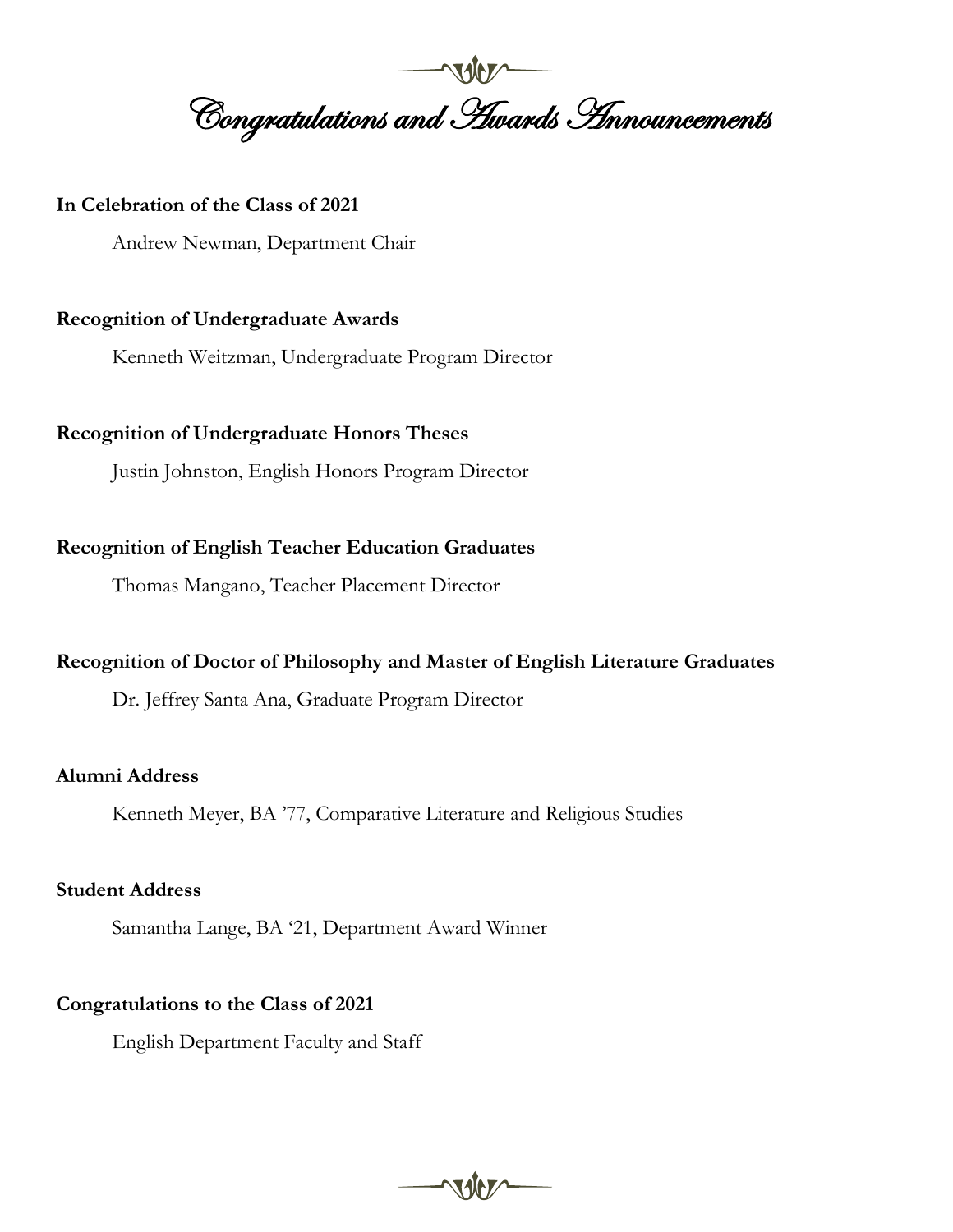# Congratulations and Awards Announcements

**In Celebration of the Class of 2021**

Andrew Newman, Department Chair

**Recognition of Undergraduate Awards**

Kenneth Weitzman, Undergraduate Program Director

**Recognition of Undergraduate Honors Theses**

Justin Johnston, English Honors Program Director

**Recognition of English Teacher Education Graduates**

Thomas Mangano, Teacher Placement Director

**Recognition of Doctor of Philosophy and Master of English Literature Graduates**

Dr. Jeffrey Santa Ana, Graduate Program Director

**Alumni Address**

Kenneth Meyer, BA '77, Comparative Literature and Religious Studies

**Student Address**

Samantha Lange, BA '21, Department Award Winner

**Congratulations to the Class of 2021**

English Department Faculty and Staff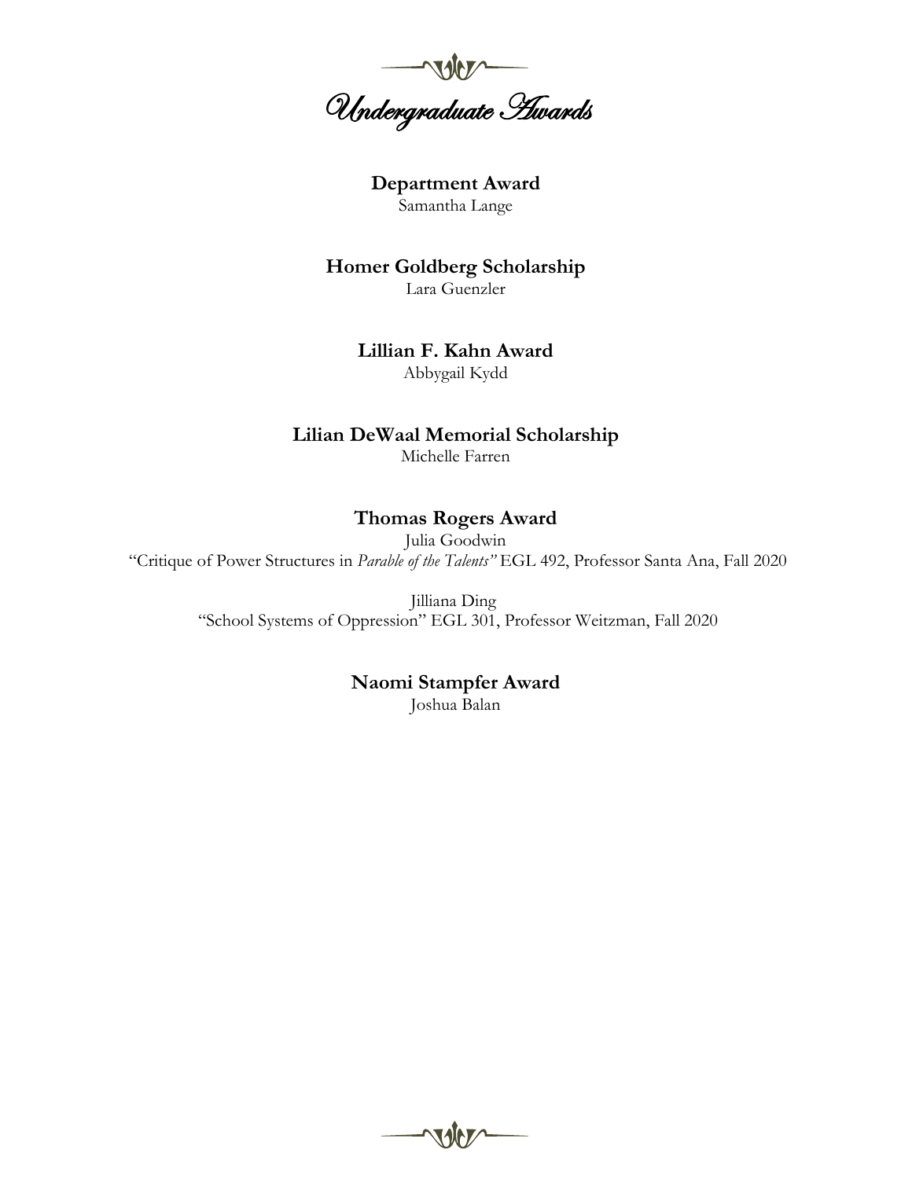# Undergraduate Awards

**Department Award**

Samantha Lange

**Homer Goldberg Scholarship**

Lara Guenzler

**Lillian F. Kahn Award**

Abbygail Kydd

**Lilian DeWaal Memorial Scholarship**

Michelle Farren

**Thomas Rogers Award**

Julia Goodwin

"Critique of Power Structures in *Parable of the Talents"* EGL 492, Professor Santa Ana, Fall 2020

Jilliana Ding

"School Systems of Oppression" EGL 301, Professor Weitzman, Fall 2020

**Naomi Stampfer Award**

Joshua Balan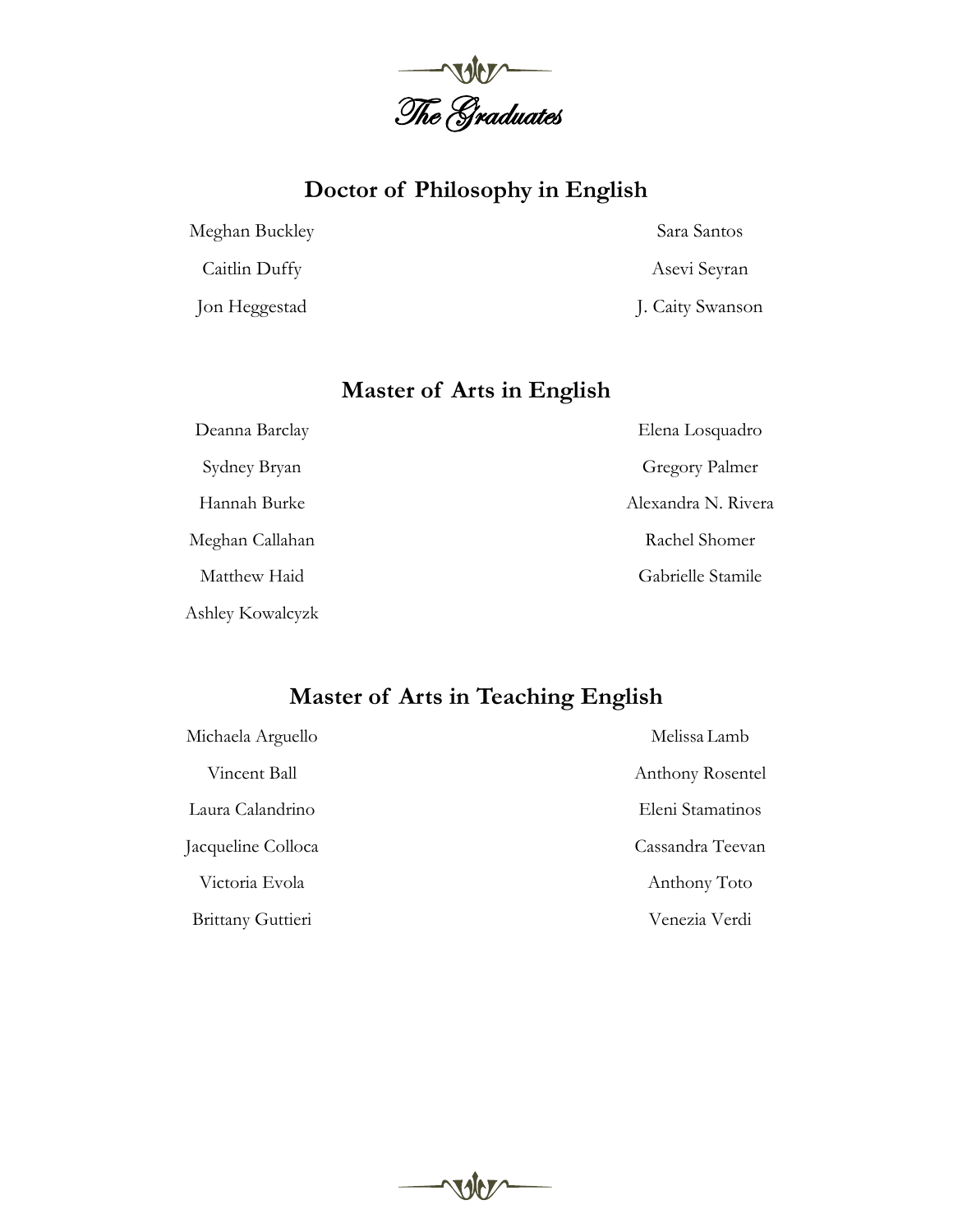# The Graduates

## Doctor of Philosophy in English

Meghan Buckley

Caitlin Duffy

Jon Heggestad

Sara Santos

Asevi Seyran

J. Caity Swanson

## Master of Arts in English

Deanna Barclay

Sydney Bryan

Hannah Burke

Meghan Callahan

Matthew Haid

Ashley Kowalcyzk

Elena Losquadro

Gregory Palmer

Alexandra N. Rivera

Rachel Shomer

Gabrielle Stamile

## Master of Arts in Teaching English

Michaela Arguello

Vincent Ball

Laura Calandrino

Jacqueline Colloca

Victoria Evola

Brittany Guttieri

Melissa Lamb

Anthony Rosentel

Eleni Stamatinos

Cassandra Teevan

Anthony Toto

Venezia Verdi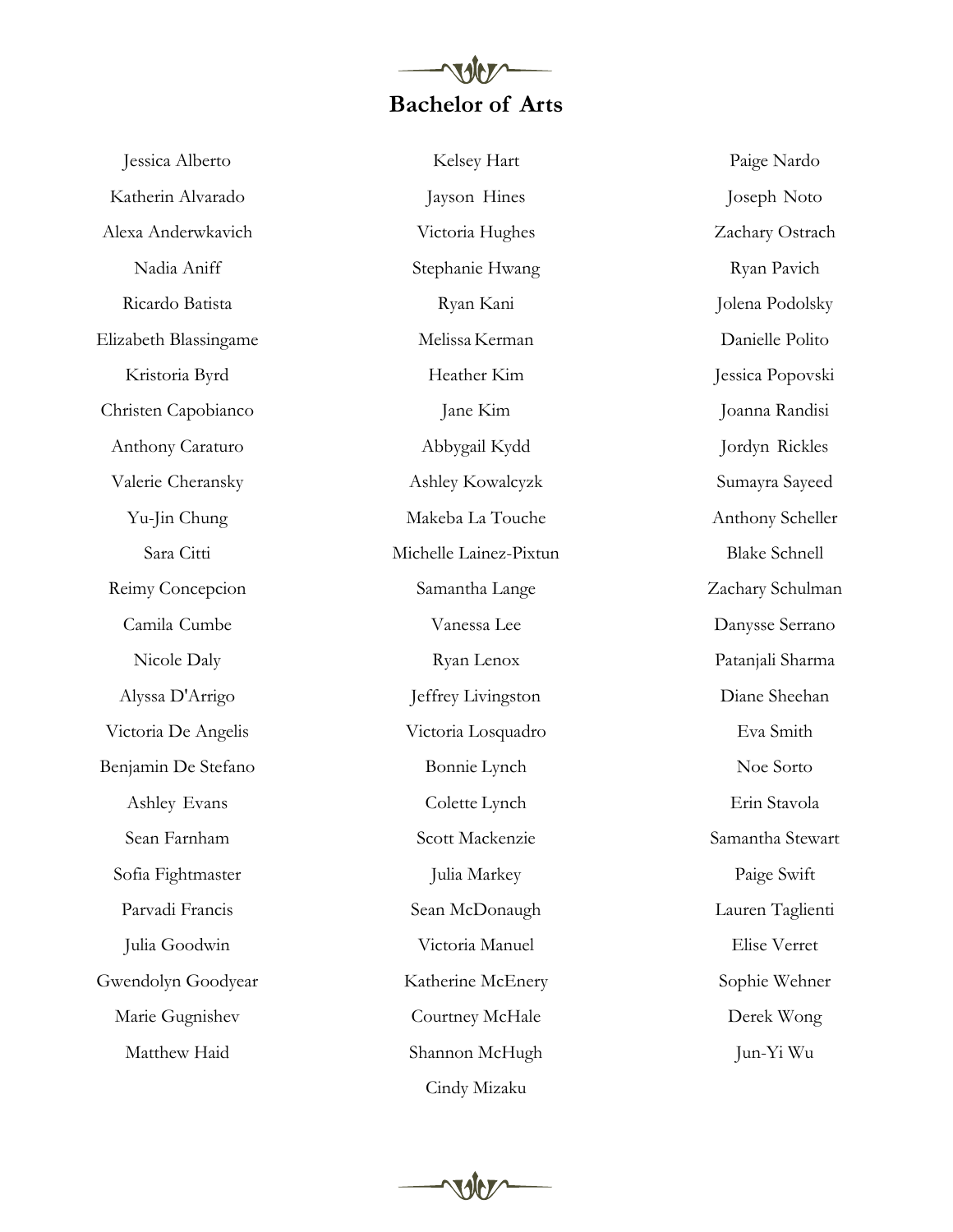## Bachelor of Arts

Jessica Alberto
Katherin Alvarado
Alexa Anderwkavich
Nadia Aniff
Ricardo Batista
Elizabeth Blassingame
Kristoria Byrd
Christen Capobianco
Anthony Caraturo
Valerie Cheransky
Yu-Jin Chung
Sara Citti
Reimy Concepcion
Camila Cumbe
Nicole Daly
Alyssa D'Arrigo
Victoria De Angelis
Benjamin De Stefano
Ashley Evans
Sean Farnham
Sofia Fightmaster
Parvadi Francis
Julia Goodwin
Gwendolyn Goodyear
Marie Gugnishev
Matthew Haid

Kelsey Hart
Jayson Hines
Victoria Hughes
Stephanie Hwang
Ryan Kani
Melissa Kerman
Heather Kim
Jane Kim
Abbygail Kydd
Ashley Kowalcyzk
Makeba La Touche
Michelle Lainez-Pixtun
Samantha Lange
Vanessa Lee
Ryan Lenox
Jeffrey Livingston
Victoria Losquadro
Bonnie Lynch
Colette Lynch
Scott Mackenzie
Julia Markey
Sean McDonaugh
Victoria Manuel
Katherine McEnery
Courtney McHale
Shannon McHugh
Cindy Mizaku

Paige Nardo
Joseph Noto
Zachary Ostrach
Ryan Pavich
Jolena Podolsky
Danielle Polito
Jessica Popovski
Joanna Randisi
Jordyn Rickles
Sumayra Sayeed
Anthony Scheller
Blake Schnell
Zachary Schulman
Danysse Serrano
Patanjali Sharma
Diane Sheehan
Eva Smith
Noe Sorto
Erin Stavola
Samantha Stewart
Paige Swift
Lauren Taglienti
Elise Verret
Sophie Wehner
Derek Wong
Jun-Yi Wu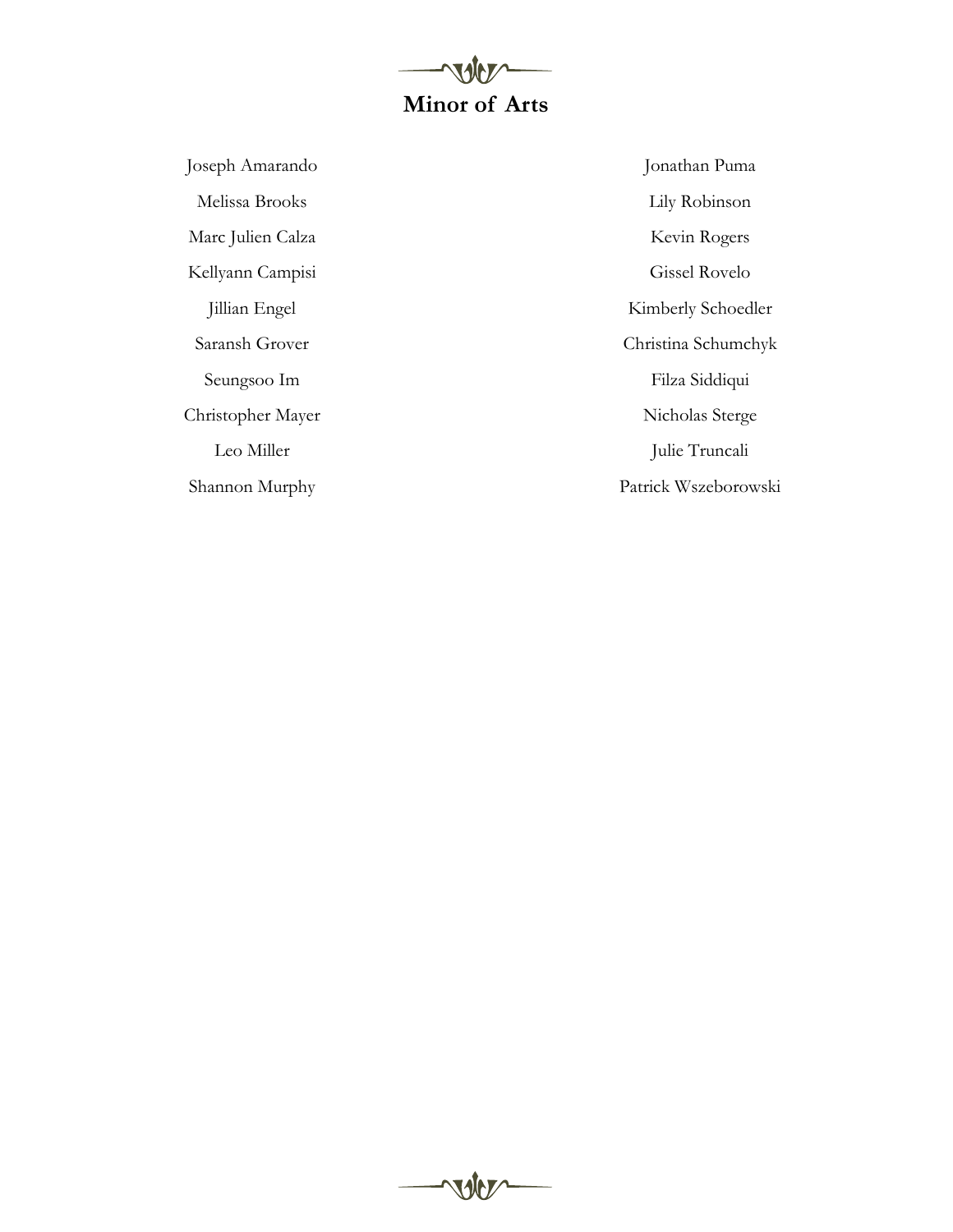## Minor of Arts

Joseph Amarando

Melissa Brooks

Marc Julien Calza

Kellyann Campisi

Jillian Engel

Saransh Grover

Seungsoo Im

Christopher Mayer

Leo Miller

Shannon Murphy

Jonathan Puma

Lily Robinson

Kevin Rogers

Gissel Rovelo

Kimberly Schoedler

Christina Schumchyk

Filza Siddiqui

Nicholas Sterge

Julie Truncali

Patrick Wszeborowski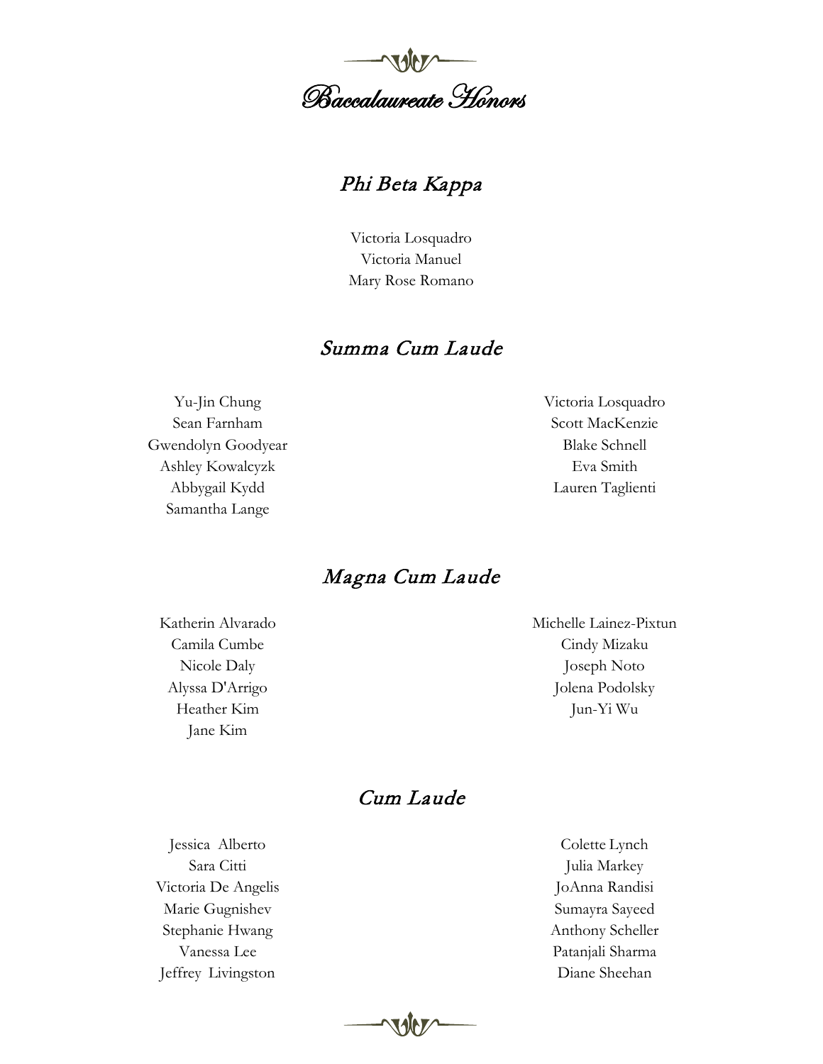# Baccalaureate Honors

## Phi Beta Kappa

Victoria Losquadro
Victoria Manuel
Mary Rose Romano

## Summa Cum Laude

Yu-Jin Chung
Sean Farnham
Gwendolyn Goodyear
Ashley Kowalcyzk
Abbygail Kydd
Samantha Lange
Victoria Losquadro
Scott MacKenzie
Blake Schnell
Eva Smith
Lauren Taglienti

## Magna Cum Laude

Katherin Alvarado
Camila Cumbe
Nicole Daly
Alyssa D'Arrigo
Heather Kim
Jane Kim
Michelle Lainez-Pixtun
Cindy Mizaku
Joseph Noto
Jolena Podolsky
Jun-Yi Wu

## Cum Laude

Jessica Alberto
Sara Citti
Victoria De Angelis
Marie Gugnishev
Stephanie Hwang
Vanessa Lee
Jeffrey Livingston
Colette Lynch
Julia Markey
JoAnna Randisi
Sumayra Sayeed
Anthony Scheller
Patanjali Sharma
Diane Sheehan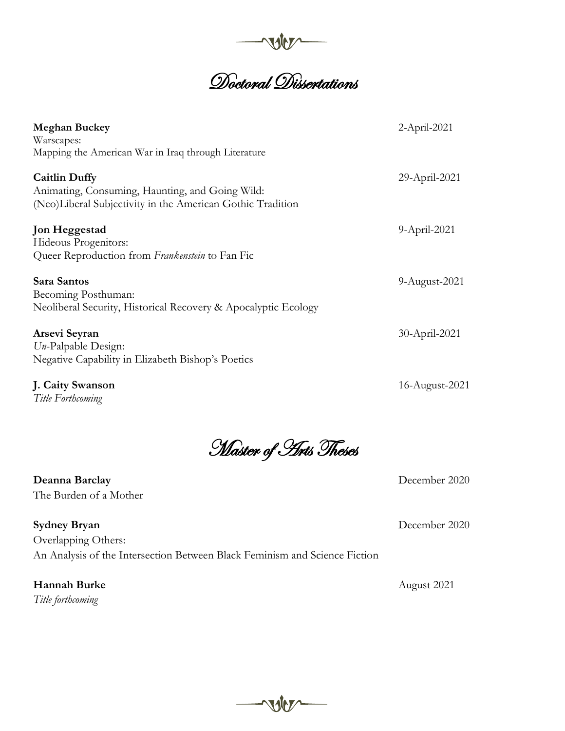# Doctoral Dissertations

**Meghan Buckey** 2-April-2021
Warscapes:
Mapping the American War in Iraq through Literature

**Caitlin Duffy** 29-April-2021
Animating, Consuming, Haunting, and Going Wild:
(Neo)Liberal Subjectivity in the American Gothic Tradition

**Jon Heggestad** 9-April-2021
Hideous Progenitors:
Queer Reproduction from *Frankenstein* to Fan Fic

**Sara Santos** 9-August-2021
Becoming Posthuman:
Neoliberal Security, Historical Recovery & Apocalyptic Ecology

**Arsevi Seyran** 30-April-2021
*Un*-Palpable Design:
Negative Capability in Elizabeth Bishop's Poetics

**J. Caity Swanson** 16-August-2021
*Title Forthcoming*

# Master of Arts Theses

**Deanna Barclay** December 2020
The Burden of a Mother

**Sydney Bryan** December 2020
Overlapping Others:
An Analysis of the Intersection Between Black Feminism and Science Fiction

**Hannah Burke** August 2021
*Title forthcoming*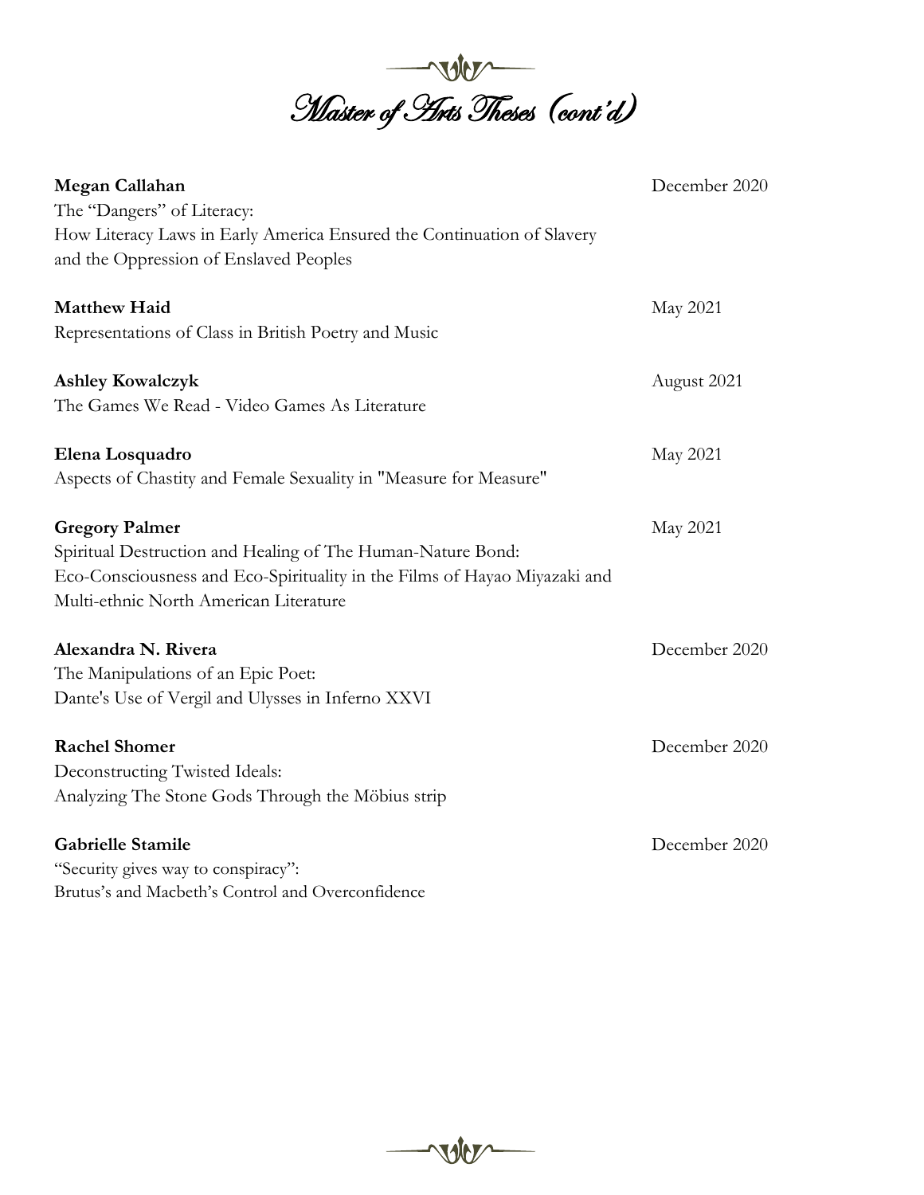# Master of Arts Theses (cont'd)

**Megan Callahan** — December 2020
The "Dangers" of Literacy:
How Literacy Laws in Early America Ensured the Continuation of Slavery and the Oppression of Enslaved Peoples

**Matthew Haid** — May 2021
Representations of Class in British Poetry and Music

**Ashley Kowalczyk** — August 2021
The Games We Read - Video Games As Literature

**Elena Losquadro** — May 2021
Aspects of Chastity and Female Sexuality in "Measure for Measure"

**Gregory Palmer** — May 2021
Spiritual Destruction and Healing of The Human-Nature Bond:
Eco-Consciousness and Eco-Spirituality in the Films of Hayao Miyazaki and Multi-ethnic North American Literature

**Alexandra N. Rivera** — December 2020
The Manipulations of an Epic Poet:
Dante's Use of Vergil and Ulysses in Inferno XXVI

**Rachel Shomer** — December 2020
Deconstructing Twisted Ideals:
Analyzing The Stone Gods Through the Möbius strip

**Gabrielle Stamile** — December 2020
"Security gives way to conspiracy":
Brutus's and Macbeth's Control and Overconfidence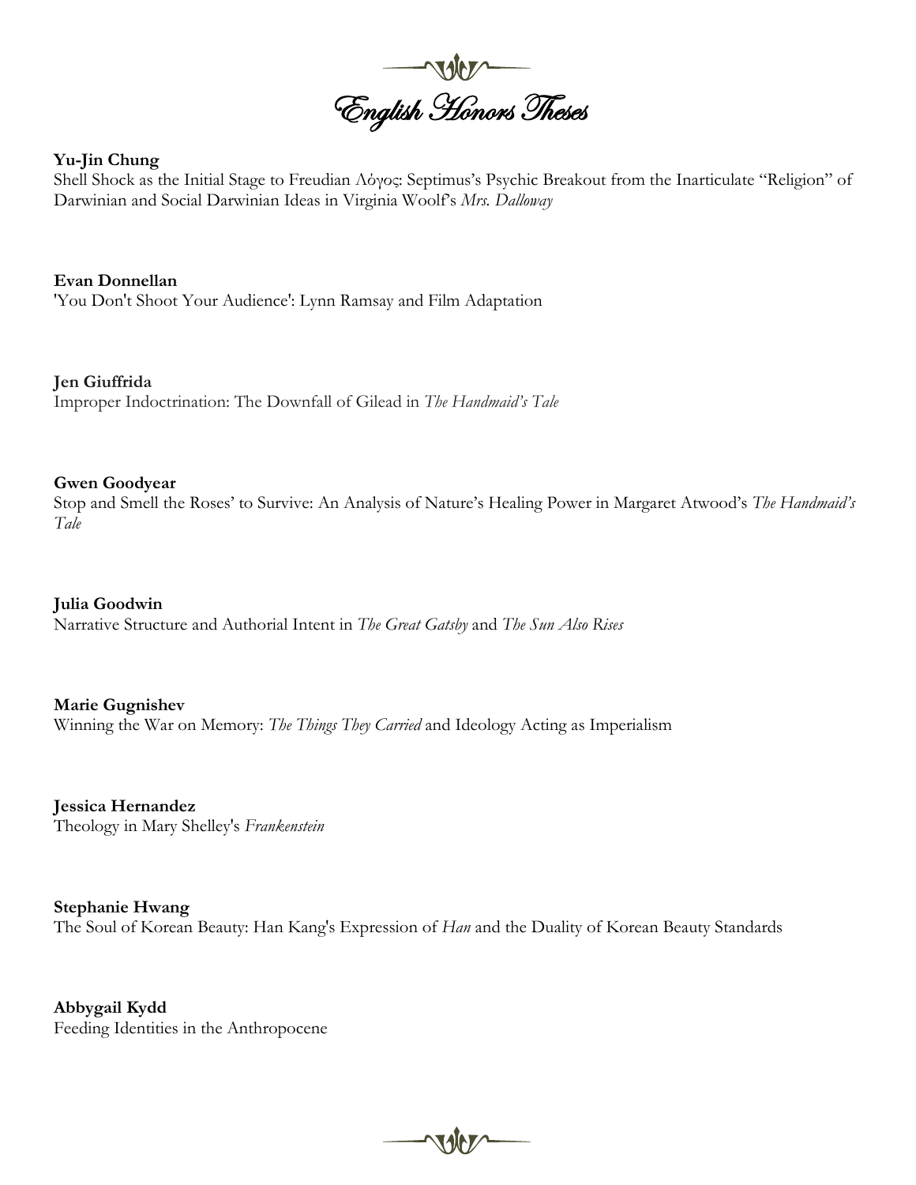# English Honors Theses

**Yu-Jin Chung**
Shell Shock as the Initial Stage to Freudian Λόγος: Septimus's Psychic Breakout from the Inarticulate "Religion" of Darwinian and Social Darwinian Ideas in Virginia Woolf's *Mrs. Dalloway*

**Evan Donnellan**
'You Don't Shoot Your Audience': Lynn Ramsay and Film Adaptation

**Jen Giuffrida**
Improper Indoctrination: The Downfall of Gilead in *The Handmaid's Tale*

**Gwen Goodyear**
Stop and Smell the Roses' to Survive: An Analysis of Nature's Healing Power in Margaret Atwood's *The Handmaid's Tale*

**Julia Goodwin**
Narrative Structure and Authorial Intent in *The Great Gatsby* and *The Sun Also Rises*

**Marie Gugnishev**
Winning the War on Memory: *The Things They Carried* and Ideology Acting as Imperialism

**Jessica Hernandez**
Theology in Mary Shelley's *Frankenstein*

**Stephanie Hwang**
The Soul of Korean Beauty: Han Kang's Expression of *Han* and the Duality of Korean Beauty Standards

**Abbygail Kydd**
Feeding Identities in the Anthropocene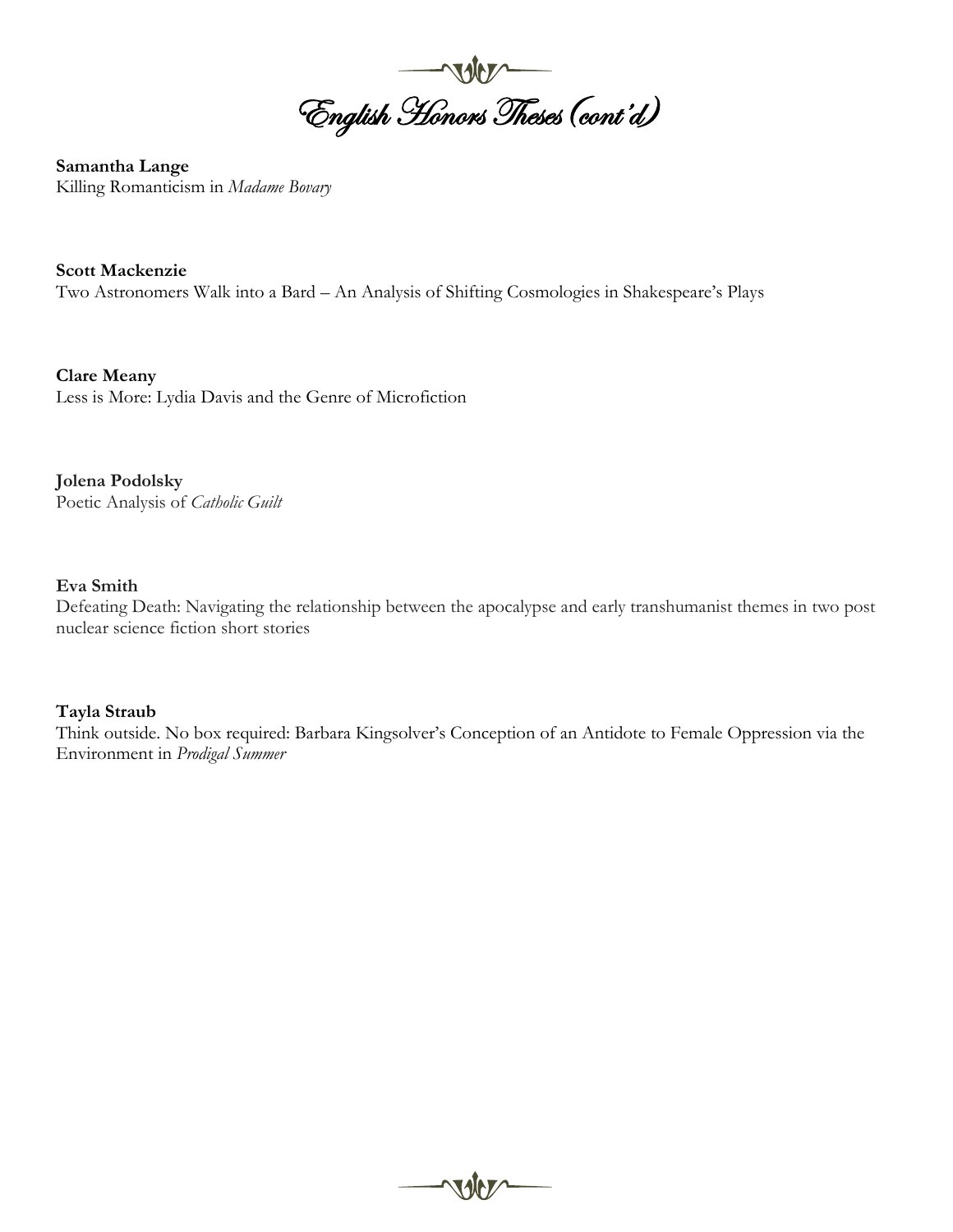# English Honors Theses (cont'd)

**Samantha Lange**
Killing Romanticism in *Madame Bovary*

**Scott Mackenzie**
Two Astronomers Walk into a Bard – An Analysis of Shifting Cosmologies in Shakespeare's Plays

**Clare Meany**
Less is More: Lydia Davis and the Genre of Microfiction

**Jolena Podolsky**
Poetic Analysis of *Catholic Guilt*

**Eva Smith**
Defeating Death: Navigating the relationship between the apocalypse and early transhumanist themes in two post nuclear science fiction short stories

**Tayla Straub**
Think outside. No box required: Barbara Kingsolver's Conception of an Antidote to Female Oppression via the Environment in *Prodigal Summer*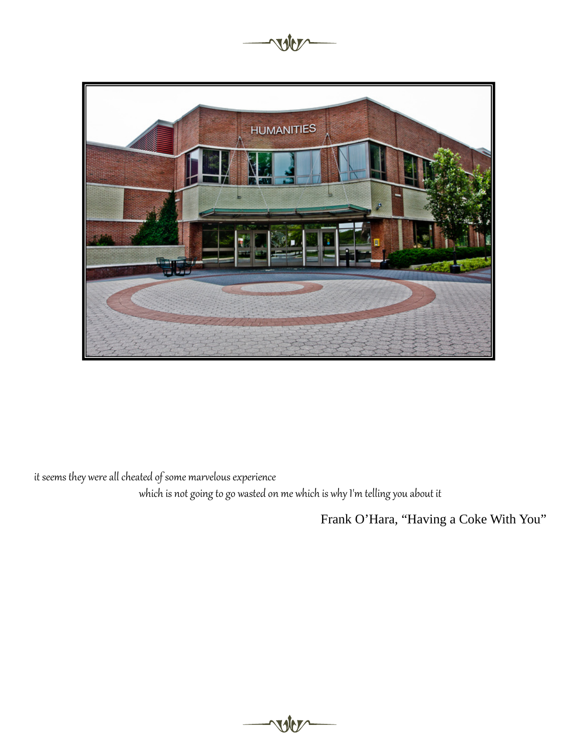*it seems they were all cheated of some marvelous experience*
*which is not going to go wasted on me which is why I'm telling you about it*

Frank O'Hara, "Having a Coke With You"